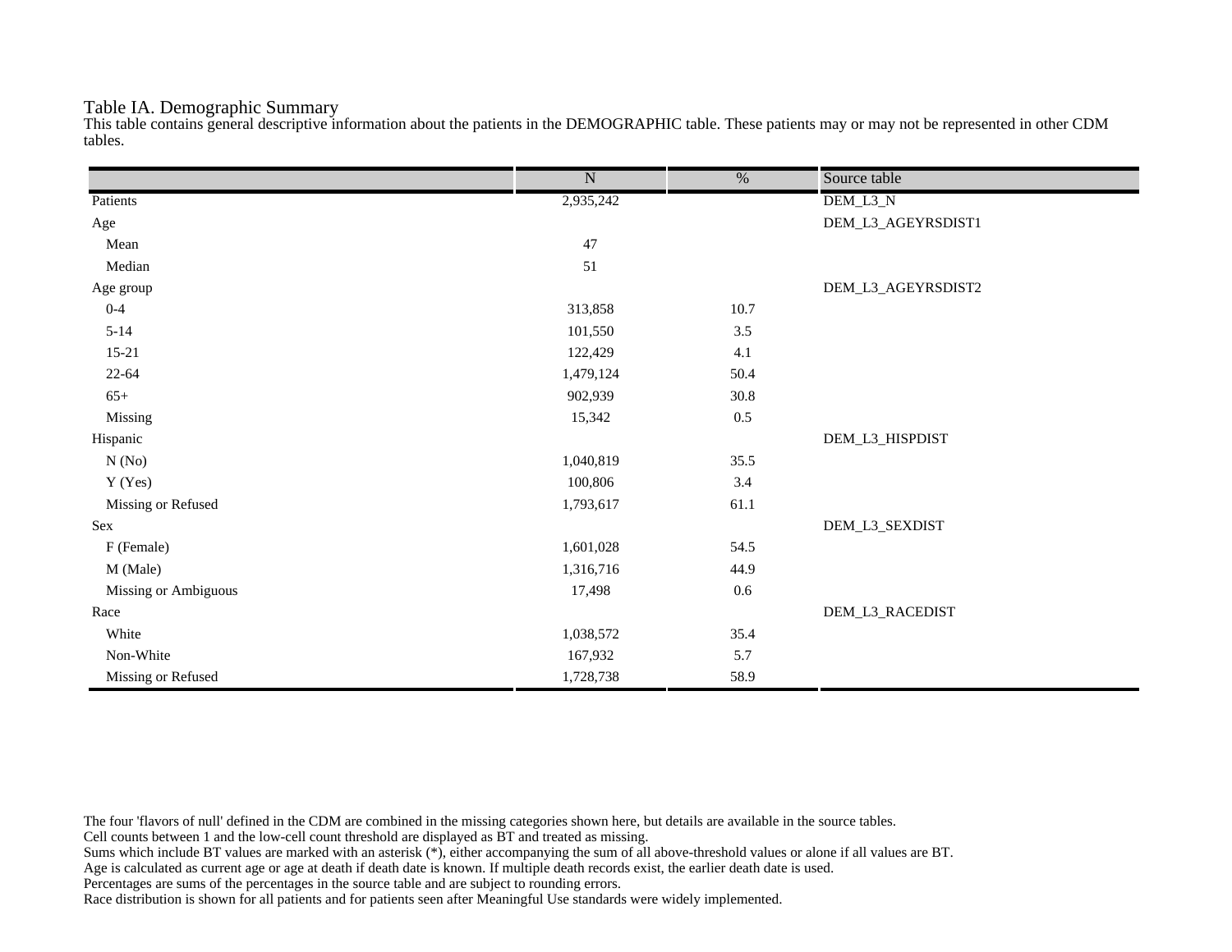# Table IA. Demographic Summary

This table contains general descriptive information about the patients in the DEMOGRAPHIC table. These patients may or may not be represented in other CDM tables.

| | N | % | Source table |
|---|---|---|---|
| Patients | 2,935,242 | | DEM_L3_N |
| Age | | | DEM_L3_AGEYRSDIST1 |
| Mean | 47 | | |
| Median | 51 | | |
| Age group | | | DEM_L3_AGEYRSDIST2 |
| 0-4 | 313,858 | 10.7 | |
| 5-14 | 101,550 | 3.5 | |
| 15-21 | 122,429 | 4.1 | |
| 22-64 | 1,479,124 | 50.4 | |
| 65+ | 902,939 | 30.8 | |
| Missing | 15,342 | 0.5 | |
| Hispanic | | | DEM_L3_HISPDIST |
| N (No) | 1,040,819 | 35.5 | |
| Y (Yes) | 100,806 | 3.4 | |
| Missing or Refused | 1,793,617 | 61.1 | |
| Sex | | | DEM_L3_SEXDIST |
| F (Female) | 1,601,028 | 54.5 | |
| M (Male) | 1,316,716 | 44.9 | |
| Missing or Ambiguous | 17,498 | 0.6 | |
| Race | | | DEM_L3_RACEDIST |
| White | 1,038,572 | 35.4 | |
| Non-White | 167,932 | 5.7 | |
| Missing or Refused | 1,728,738 | 58.9 | |

The four 'flavors of null' defined in the CDM are combined in the missing categories shown here, but details are available in the source tables.
Cell counts between 1 and the low-cell count threshold are displayed as BT and treated as missing.
Sums which include BT values are marked with an asterisk (*), either accompanying the sum of all above-threshold values or alone if all values are BT.
Age is calculated as current age or age at death if death date is known. If multiple death records exist, the earlier death date is used.
Percentages are sums of the percentages in the source table and are subject to rounding errors.
Race distribution is shown for all patients and for patients seen after Meaningful Use standards were widely implemented.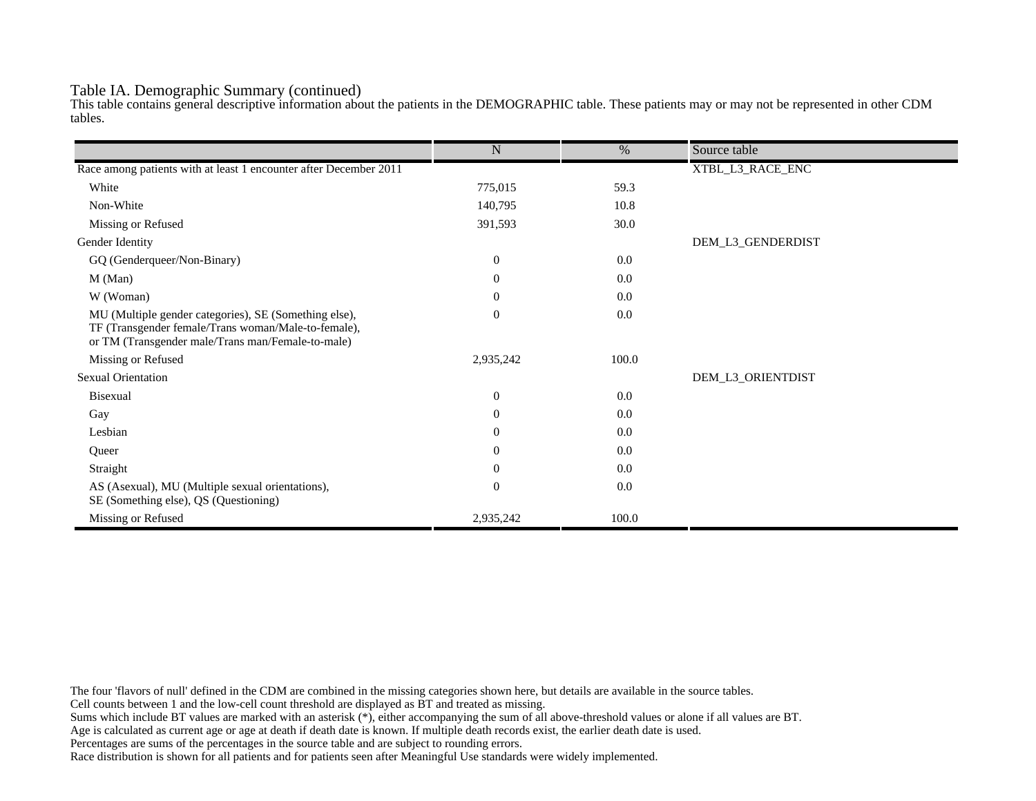## Table IA. Demographic Summary (continued)

This table contains general descriptive information about the patients in the DEMOGRAPHIC table. These patients may or may not be represented in other CDM tables.

| | N | % | Source table |
|---|---|---|---|
| Race among patients with at least 1 encounter after December 2011 | | | XTBL_L3_RACE_ENC |
| White | 775,015 | 59.3 | |
| Non-White | 140,795 | 10.8 | |
| Missing or Refused | 391,593 | 30.0 | |
| Gender Identity | | | DEM_L3_GENDERDIST |
| GQ (Genderqueer/Non-Binary) | 0 | 0.0 | |
| M (Man) | 0 | 0.0 | |
| W (Woman) | 0 | 0.0 | |
| MU (Multiple gender categories), SE (Something else), TF (Transgender female/Trans woman/Male-to-female), or TM (Transgender male/Trans man/Female-to-male) | 0 | 0.0 | |
| Missing or Refused | 2,935,242 | 100.0 | |
| Sexual Orientation | | | DEM_L3_ORIENTDIST |
| Bisexual | 0 | 0.0 | |
| Gay | 0 | 0.0 | |
| Lesbian | 0 | 0.0 | |
| Queer | 0 | 0.0 | |
| Straight | 0 | 0.0 | |
| AS (Asexual), MU (Multiple sexual orientations), SE (Something else), QS (Questioning) | 0 | 0.0 | |
| Missing or Refused | 2,935,242 | 100.0 | |

The four 'flavors of null' defined in the CDM are combined in the missing categories shown here, but details are available in the source tables.
Cell counts between 1 and the low-cell count threshold are displayed as BT and treated as missing.
Sums which include BT values are marked with an asterisk (*), either accompanying the sum of all above-threshold values or alone if all values are BT.
Age is calculated as current age or age at death if death date is known. If multiple death records exist, the earlier death date is used.
Percentages are sums of the percentages in the source table and are subject to rounding errors.
Race distribution is shown for all patients and for patients seen after Meaningful Use standards were widely implemented.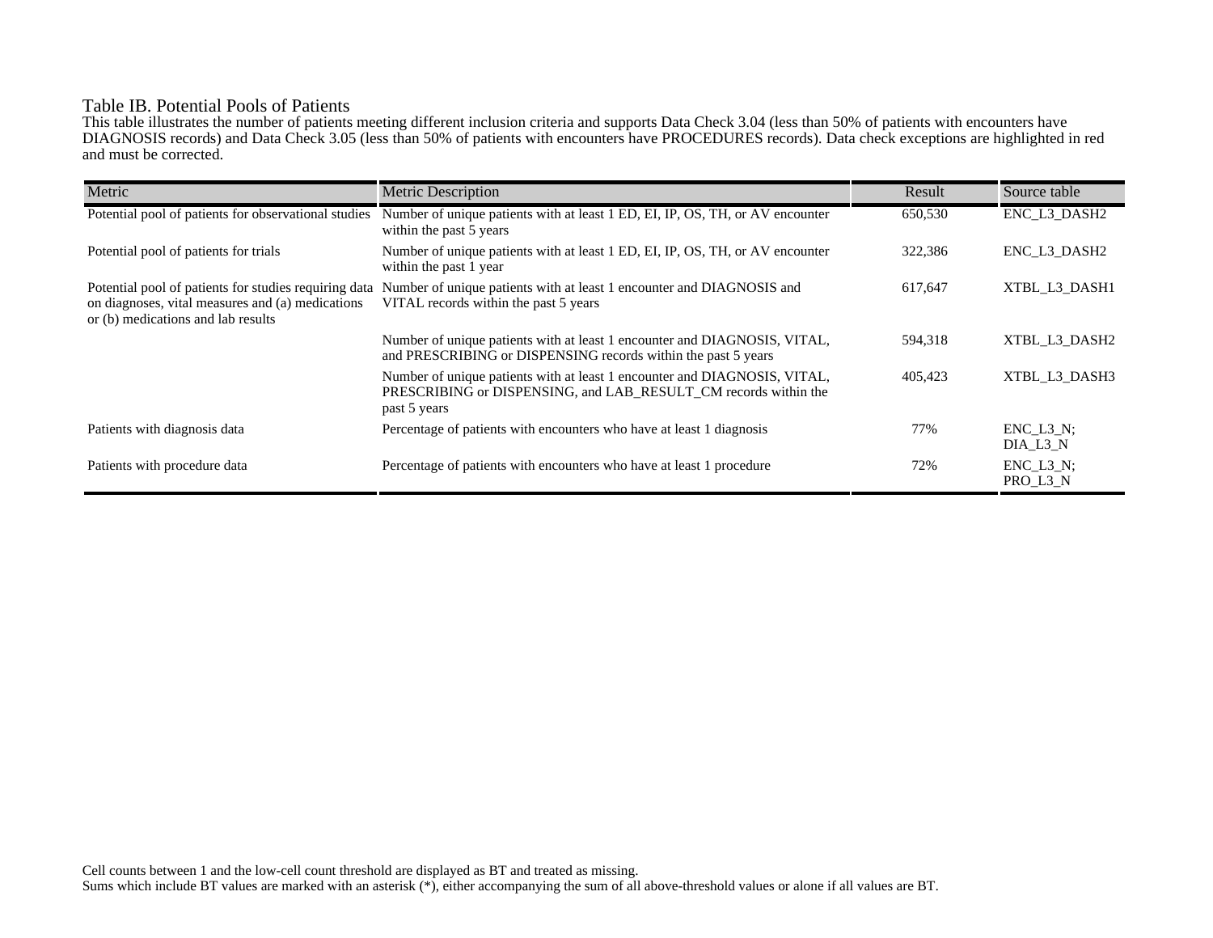## Table IB. Potential Pools of Patients

This table illustrates the number of patients meeting different inclusion criteria and supports Data Check 3.04 (less than 50% of patients with encounters have DIAGNOSIS records) and Data Check 3.05 (less than 50% of patients with encounters have PROCEDURES records). Data check exceptions are highlighted in red and must be corrected.

| Metric | Metric Description | Result | Source table |
|---|---|---|---|
| Potential pool of patients for observational studies | Number of unique patients with at least 1 ED, EI, IP, OS, TH, or AV encounter within the past 5 years | 650,530 | ENC_L3_DASH2 |
| Potential pool of patients for trials | Number of unique patients with at least 1 ED, EI, IP, OS, TH, or AV encounter within the past 1 year | 322,386 | ENC_L3_DASH2 |
| Potential pool of patients for studies requiring data on diagnoses, vital measures and (a) medications or (b) medications and lab results | Number of unique patients with at least 1 encounter and DIAGNOSIS and VITAL records within the past 5 years | 617,647 | XTBL_L3_DASH1 |
| | Number of unique patients with at least 1 encounter and DIAGNOSIS, VITAL, and PRESCRIBING or DISPENSING records within the past 5 years | 594,318 | XTBL_L3_DASH2 |
| | Number of unique patients with at least 1 encounter and DIAGNOSIS, VITAL, PRESCRIBING or DISPENSING, and LAB_RESULT_CM records within the past 5 years | 405,423 | XTBL_L3_DASH3 |
| Patients with diagnosis data | Percentage of patients with encounters who have at least 1 diagnosis | 77% | ENC_L3_N; DIA_L3_N |
| Patients with procedure data | Percentage of patients with encounters who have at least 1 procedure | 72% | ENC_L3_N; PRO_L3_N |

Cell counts between 1 and the low-cell count threshold are displayed as BT and treated as missing.
Sums which include BT values are marked with an asterisk (*), either accompanying the sum of all above-threshold values or alone if all values are BT.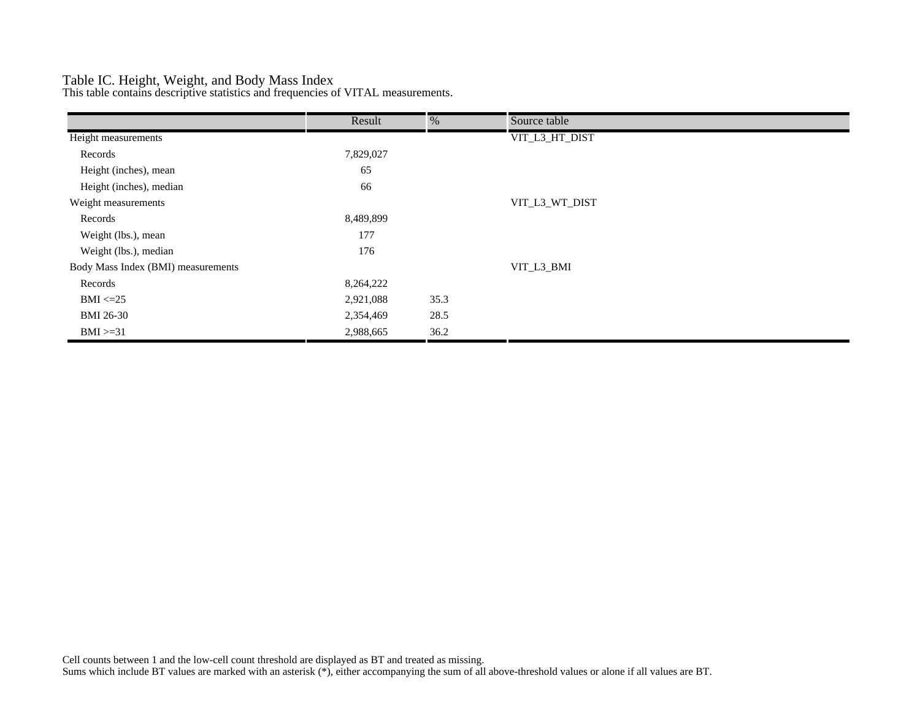Table IC. Height, Weight, and Body Mass Index

This table contains descriptive statistics and frequencies of VITAL measurements.

| | Result | % | Source table |
|---|---|---|---|
| Height measurements | | | VIT_L3_HT_DIST |
| Records | 7,829,027 | | |
| Height (inches), mean | 65 | | |
| Height (inches), median | 66 | | |
| Weight measurements | | | VIT_L3_WT_DIST |
| Records | 8,489,899 | | |
| Weight (lbs.), mean | 177 | | |
| Weight (lbs.), median | 176 | | |
| Body Mass Index (BMI) measurements | | | VIT_L3_BMI |
| Records | 8,264,222 | | |
| BMI <=25 | 2,921,088 | 35.3 | |
| BMI 26-30 | 2,354,469 | 28.5 | |
| BMI >=31 | 2,988,665 | 36.2 | |

Cell counts between 1 and the low-cell count threshold are displayed as BT and treated as missing.
Sums which include BT values are marked with an asterisk (*), either accompanying the sum of all above-threshold values or alone if all values are BT.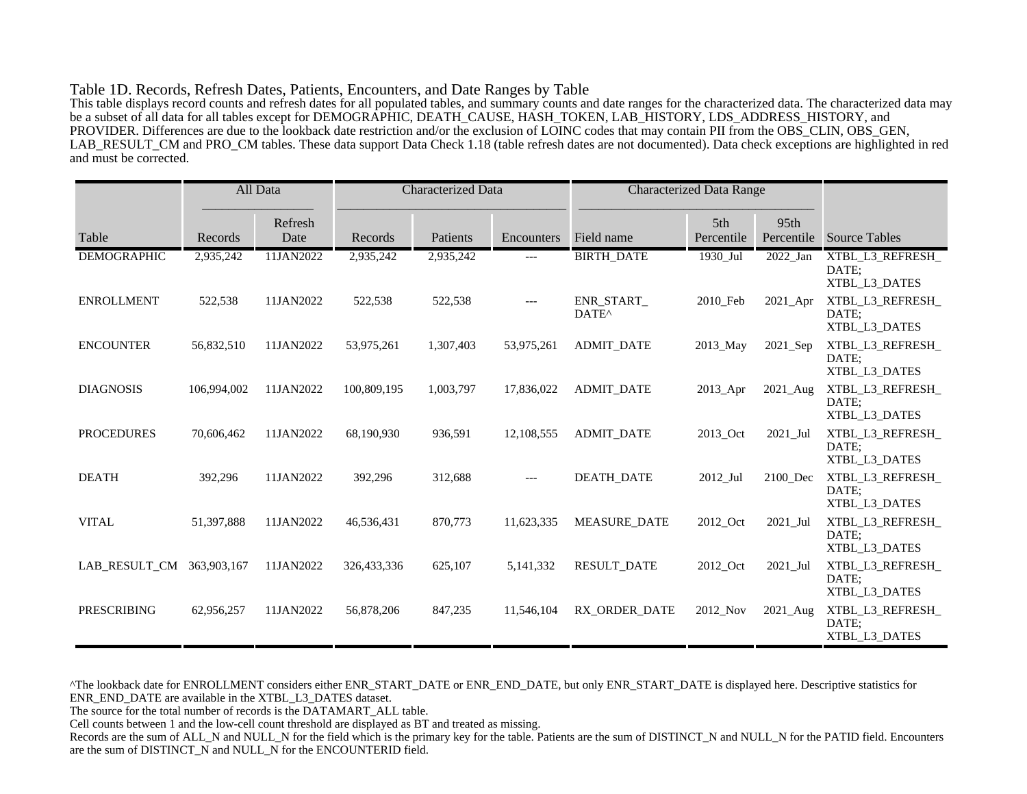# Table 1D. Records, Refresh Dates, Patients, Encounters, and Date Ranges by Table

This table displays record counts and refresh dates for all populated tables, and summary counts and date ranges for the characterized data. The characterized data may be a subset of all data for all tables except for DEMOGRAPHIC, DEATH_CAUSE, HASH_TOKEN, LAB_HISTORY, LDS_ADDRESS_HISTORY, and PROVIDER. Differences are due to the lookback date restriction and/or the exclusion of LOINC codes that may contain PII from the OBS_CLIN, OBS_GEN, LAB_RESULT_CM and PRO_CM tables. These data support Data Check 1.18 (table refresh dates are not documented). Data check exceptions are highlighted in red and must be corrected.

| | All Data | | Characterized Data | | | Characterized Data Range | | | |
|---|---|---|---|---|---|---|---|---|---|
| Table | Records | Refresh Date | Records | Patients | Encounters | Field name | 5th Percentile | 95th Percentile | Source Tables |
| DEMOGRAPHIC | 2,935,242 | 11JAN2022 | 2,935,242 | 2,935,242 | --- | BIRTH_DATE | 1930_Jul | 2022_Jan | XTBL_L3_REFRESH_DATE; XTBL_L3_DATES |
| ENROLLMENT | 522,538 | 11JAN2022 | 522,538 | 522,538 | --- | ENR_START_DATE^ | 2010_Feb | 2021_Apr | XTBL_L3_REFRESH_DATE; XTBL_L3_DATES |
| ENCOUNTER | 56,832,510 | 11JAN2022 | 53,975,261 | 1,307,403 | 53,975,261 | ADMIT_DATE | 2013_May | 2021_Sep | XTBL_L3_REFRESH_DATE; XTBL_L3_DATES |
| DIAGNOSIS | 106,994,002 | 11JAN2022 | 100,809,195 | 1,003,797 | 17,836,022 | ADMIT_DATE | 2013_Apr | 2021_Aug | XTBL_L3_REFRESH_DATE; XTBL_L3_DATES |
| PROCEDURES | 70,606,462 | 11JAN2022 | 68,190,930 | 936,591 | 12,108,555 | ADMIT_DATE | 2013_Oct | 2021_Jul | XTBL_L3_REFRESH_DATE; XTBL_L3_DATES |
| DEATH | 392,296 | 11JAN2022 | 392,296 | 312,688 | --- | DEATH_DATE | 2012_Jul | 2100_Dec | XTBL_L3_REFRESH_DATE; XTBL_L3_DATES |
| VITAL | 51,397,888 | 11JAN2022 | 46,536,431 | 870,773 | 11,623,335 | MEASURE_DATE | 2012_Oct | 2021_Jul | XTBL_L3_REFRESH_DATE; XTBL_L3_DATES |
| LAB_RESULT_CM | 363,903,167 | 11JAN2022 | 326,433,336 | 625,107 | 5,141,332 | RESULT_DATE | 2012_Oct | 2021_Jul | XTBL_L3_REFRESH_DATE; XTBL_L3_DATES |
| PRESCRIBING | 62,956,257 | 11JAN2022 | 56,878,206 | 847,235 | 11,546,104 | RX_ORDER_DATE | 2012_Nov | 2021_Aug | XTBL_L3_REFRESH_DATE; XTBL_L3_DATES |

^The lookback date for ENROLLMENT considers either ENR_START_DATE or ENR_END_DATE, but only ENR_START_DATE is displayed here. Descriptive statistics for ENR_END_DATE are available in the XTBL_L3_DATES dataset.

The source for the total number of records is the DATAMART_ALL table.

Cell counts between 1 and the low-cell count threshold are displayed as BT and treated as missing.

Records are the sum of ALL_N and NULL_N for the field which is the primary key for the table. Patients are the sum of DISTINCT_N and NULL_N for the PATID field. Encounters are the sum of DISTINCT_N and NULL_N for the ENCOUNTERID field.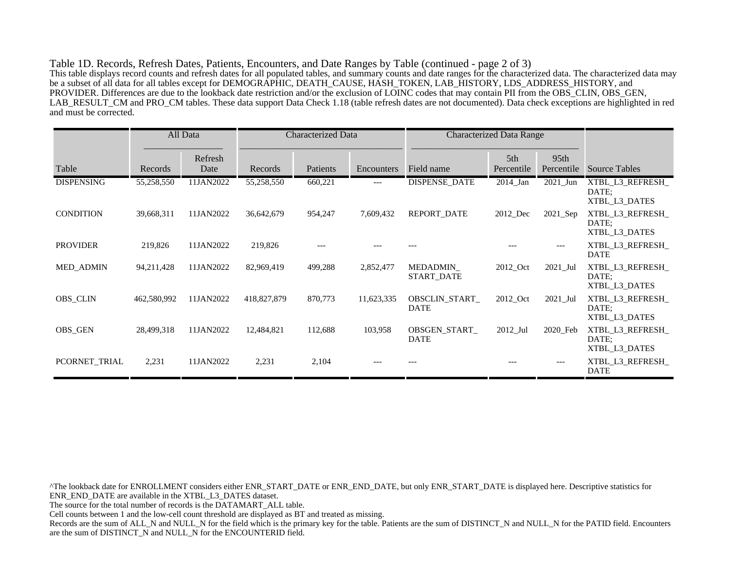Table 1D. Records, Refresh Dates, Patients, Encounters, and Date Ranges by Table (continued - page 2 of 3)

This table displays record counts and refresh dates for all populated tables, and summary counts and date ranges for the characterized data. The characterized data may be a subset of all data for all tables except for DEMOGRAPHIC, DEATH_CAUSE, HASH_TOKEN, LAB_HISTORY, LDS_ADDRESS_HISTORY, and PROVIDER. Differences are due to the lookback date restriction and/or the exclusion of LOINC codes that may contain PII from the OBS_CLIN, OBS_GEN, LAB_RESULT_CM and PRO_CM tables. These data support Data Check 1.18 (table refresh dates are not documented). Data check exceptions are highlighted in red and must be corrected.

| | All Data | | Characterized Data | | | Characterized Data Range | | | |
|---|---|---|---|---|---|---|---|---|---|
| Table | Records | Refresh Date | Records | Patients | Encounters | Field name | 5th Percentile | 95th Percentile | Source Tables |
| DISPENSING | 55,258,550 | 11JAN2022 | 55,258,550 | 660,221 | --- | DISPENSE_DATE | 2014_Jan | 2021_Jun | XTBL_L3_REFRESH_DATE; XTBL_L3_DATES |
| CONDITION | 39,668,311 | 11JAN2022 | 36,642,679 | 954,247 | 7,609,432 | REPORT_DATE | 2012_Dec | 2021_Sep | XTBL_L3_REFRESH_DATE; XTBL_L3_DATES |
| PROVIDER | 219,826 | 11JAN2022 | 219,826 | --- | --- | --- | --- | --- | XTBL_L3_REFRESH_DATE |
| MED_ADMIN | 94,211,428 | 11JAN2022 | 82,969,419 | 499,288 | 2,852,477 | MEDADMIN_START_DATE | 2012_Oct | 2021_Jul | XTBL_L3_REFRESH_DATE; XTBL_L3_DATES |
| OBS_CLIN | 462,580,992 | 11JAN2022 | 418,827,879 | 870,773 | 11,623,335 | OBSCLIN_START_DATE | 2012_Oct | 2021_Jul | XTBL_L3_REFRESH_DATE; XTBL_L3_DATES |
| OBS_GEN | 28,499,318 | 11JAN2022 | 12,484,821 | 112,688 | 103,958 | OBSGEN_START_DATE | 2012_Jul | 2020_Feb | XTBL_L3_REFRESH_DATE; XTBL_L3_DATES |
| PCORNET_TRIAL | 2,231 | 11JAN2022 | 2,231 | 2,104 | --- | --- | --- | --- | XTBL_L3_REFRESH_DATE |

^The lookback date for ENROLLMENT considers either ENR_START_DATE or ENR_END_DATE, but only ENR_START_DATE is displayed here. Descriptive statistics for ENR_END_DATE are available in the XTBL_L3_DATES dataset.

The source for the total number of records is the DATAMART_ALL table.

Cell counts between 1 and the low-cell count threshold are displayed as BT and treated as missing.

Records are the sum of ALL_N and NULL_N for the field which is the primary key for the table. Patients are the sum of DISTINCT_N and NULL_N for the PATID field. Encounters are the sum of DISTINCT_N and NULL_N for the ENCOUNTERID field.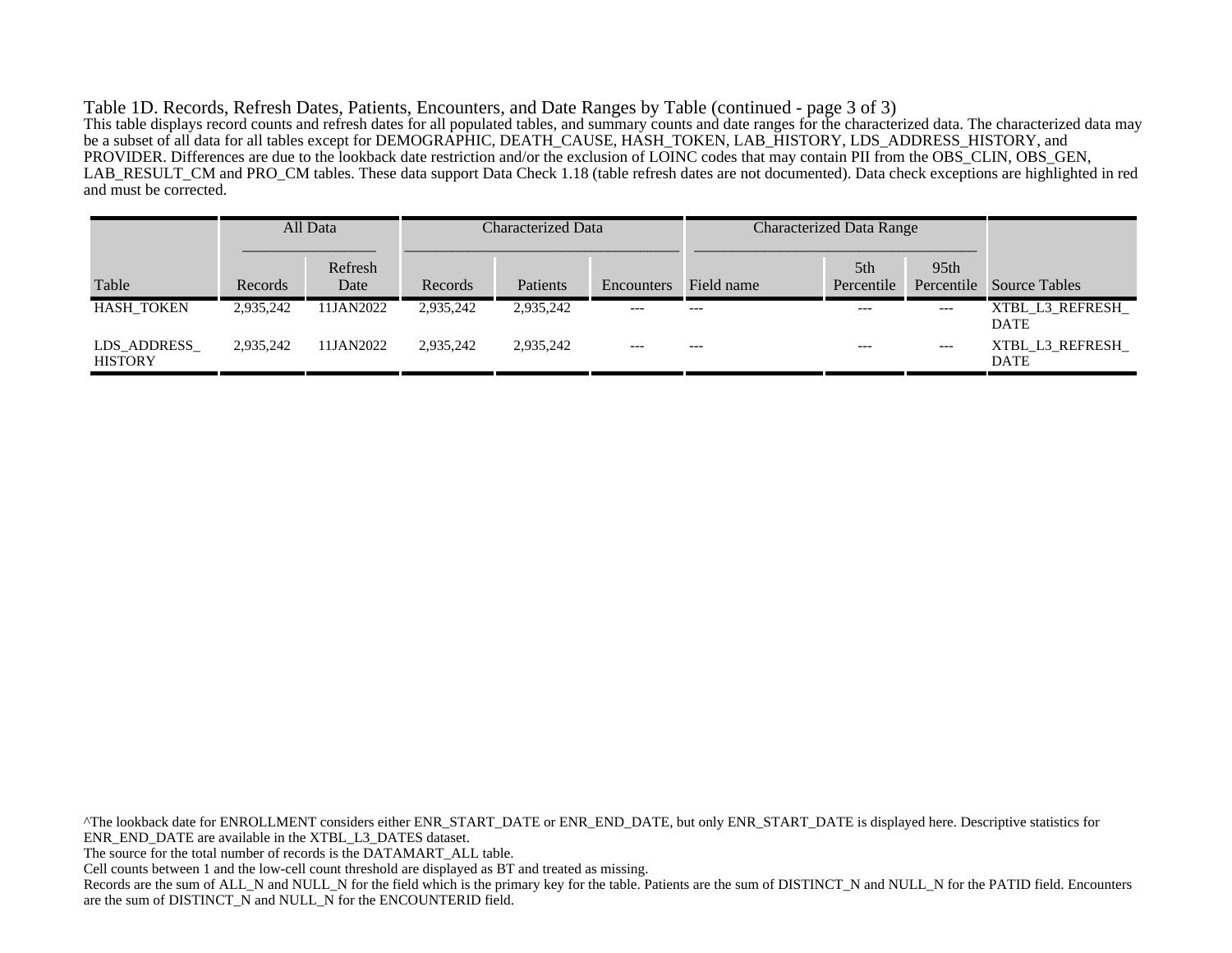Table 1D. Records, Refresh Dates, Patients, Encounters, and Date Ranges by Table (continued - page 3 of 3)

This table displays record counts and refresh dates for all populated tables, and summary counts and date ranges for the characterized data. The characterized data may be a subset of all data for all tables except for DEMOGRAPHIC, DEATH_CAUSE, HASH_TOKEN, LAB_HISTORY, LDS_ADDRESS_HISTORY, and PROVIDER. Differences are due to the lookback date restriction and/or the exclusion of LOINC codes that may contain PII from the OBS_CLIN, OBS_GEN, LAB_RESULT_CM and PRO_CM tables. These data support Data Check 1.18 (table refresh dates are not documented). Data check exceptions are highlighted in red and must be corrected.

| | All Data | | Characterized Data | | | Characterized Data Range | | | |
|---|---|---|---|---|---|---|---|---|---|
| Table | Records | Refresh Date | Records | Patients | Encounters | Field name | 5th Percentile | 95th Percentile | Source Tables |
| HASH_TOKEN | 2,935,242 | 11JAN2022 | 2,935,242 | 2,935,242 | --- | --- | --- | --- | XTBL_L3_REFRESH_DATE |
| LDS_ADDRESS_HISTORY | 2,935,242 | 11JAN2022 | 2,935,242 | 2,935,242 | --- | --- | --- | --- | XTBL_L3_REFRESH_DATE |

^The lookback date for ENROLLMENT considers either ENR_START_DATE or ENR_END_DATE, but only ENR_START_DATE is displayed here. Descriptive statistics for ENR_END_DATE are available in the XTBL_L3_DATES dataset.

The source for the total number of records is the DATAMART_ALL table.

Cell counts between 1 and the low-cell count threshold are displayed as BT and treated as missing.

Records are the sum of ALL_N and NULL_N for the field which is the primary key for the table. Patients are the sum of DISTINCT_N and NULL_N for the PATID field. Encounters are the sum of DISTINCT_N and NULL_N for the ENCOUNTERID field.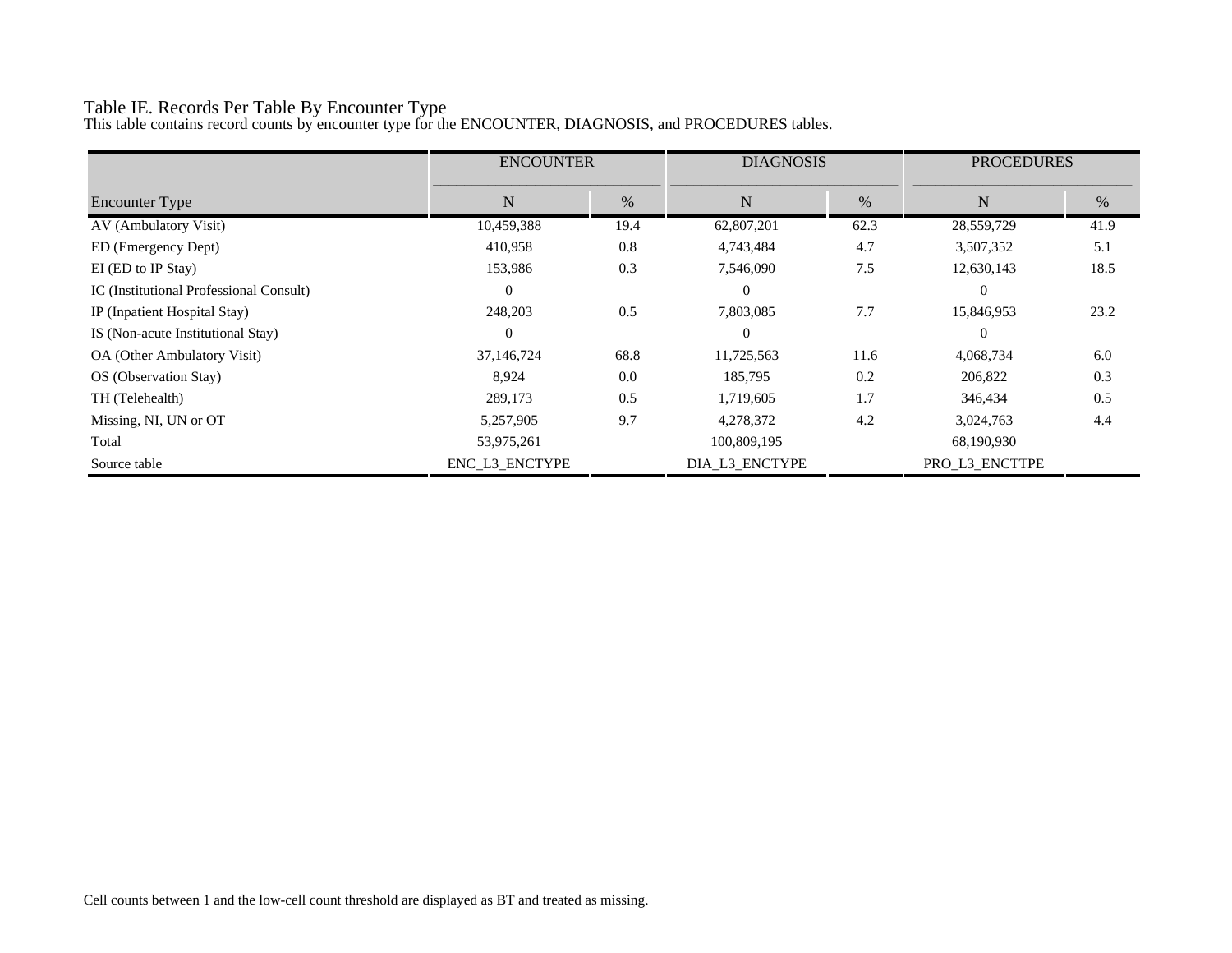# Table IE. Records Per Table By Encounter Type

This table contains record counts by encounter type for the ENCOUNTER, DIAGNOSIS, and PROCEDURES tables.

| | ENCOUNTER | | DIAGNOSIS | | PROCEDURES | |
|---|---|---|---|---|---|---|
| Encounter Type | N | % | N | % | N | % |
| AV (Ambulatory Visit) | 10,459,388 | 19.4 | 62,807,201 | 62.3 | 28,559,729 | 41.9 |
| ED (Emergency Dept) | 410,958 | 0.8 | 4,743,484 | 4.7 | 3,507,352 | 5.1 |
| EI (ED to IP Stay) | 153,986 | 0.3 | 7,546,090 | 7.5 | 12,630,143 | 18.5 |
| IC (Institutional Professional Consult) | 0 | | 0 | | 0 | |
| IP (Inpatient Hospital Stay) | 248,203 | 0.5 | 7,803,085 | 7.7 | 15,846,953 | 23.2 |
| IS (Non-acute Institutional Stay) | 0 | | 0 | | 0 | |
| OA (Other Ambulatory Visit) | 37,146,724 | 68.8 | 11,725,563 | 11.6 | 4,068,734 | 6.0 |
| OS (Observation Stay) | 8,924 | 0.0 | 185,795 | 0.2 | 206,822 | 0.3 |
| TH (Telehealth) | 289,173 | 0.5 | 1,719,605 | 1.7 | 346,434 | 0.5 |
| Missing, NI, UN or OT | 5,257,905 | 9.7 | 4,278,372 | 4.2 | 3,024,763 | 4.4 |
| Total | 53,975,261 | | 100,809,195 | | 68,190,930 | |
| Source table | ENC_L3_ENCTYPE | | DIA_L3_ENCTYPE | | PRO_L3_ENCTTPE | |

Cell counts between 1 and the low-cell count threshold are displayed as BT and treated as missing.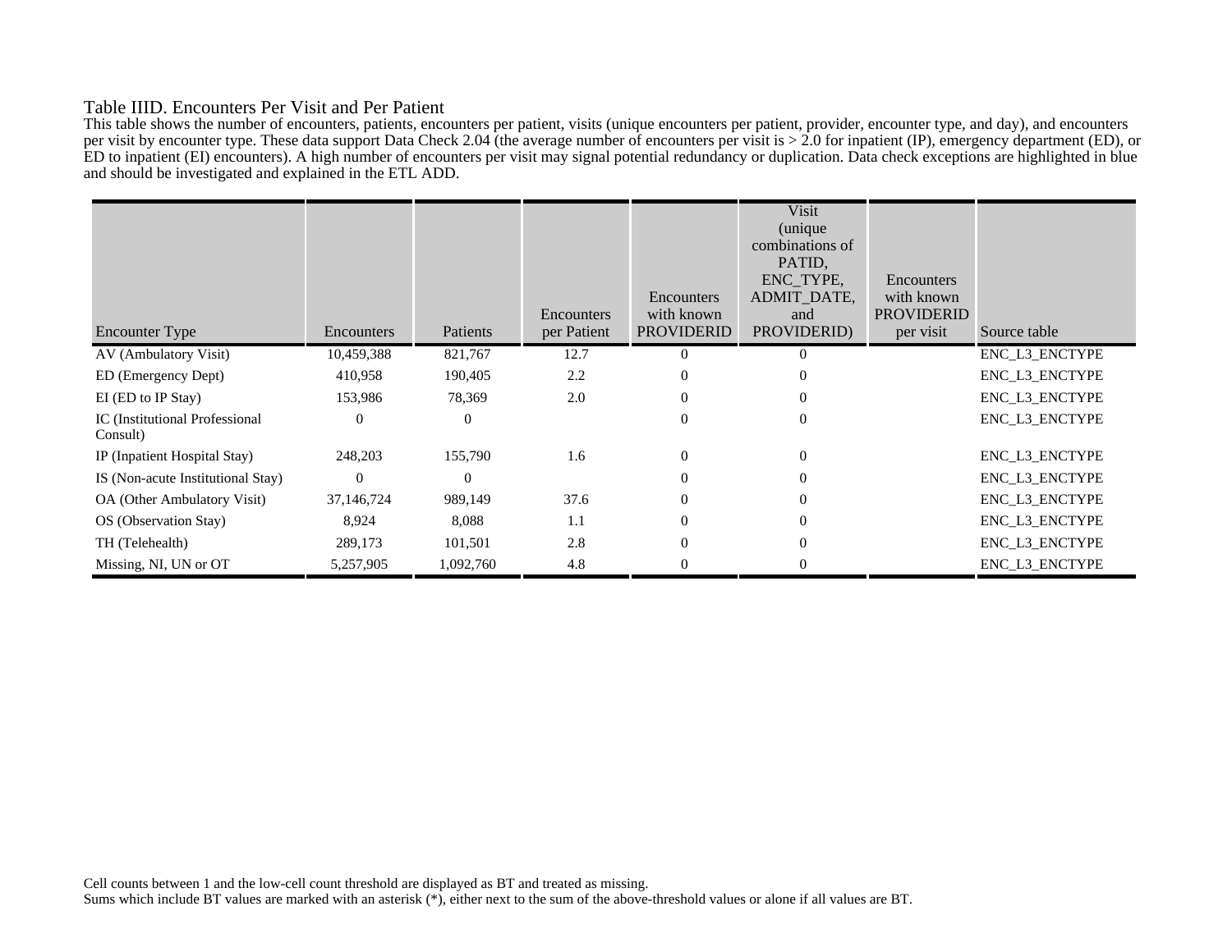Table IIID. Encounters Per Visit and Per Patient

This table shows the number of encounters, patients, encounters per patient, visits (unique encounters per patient, provider, encounter type, and day), and encounters per visit by encounter type. These data support Data Check 2.04 (the average number of encounters per visit is > 2.0 for inpatient (IP), emergency department (ED), or ED to inpatient (EI) encounters). A high number of encounters per visit may signal potential redundancy or duplication. Data check exceptions are highlighted in blue and should be investigated and explained in the ETL ADD.

| Encounter Type | Encounters | Patients | Encounters per Patient | Encounters with known PROVIDERID | Visit (unique combinations of PATID, ENC_TYPE, ADMIT_DATE, and PROVIDERID) | Encounters with known PROVIDERID per visit | Source table |
|---|---|---|---|---|---|---|---|
| AV (Ambulatory Visit) | 10,459,388 | 821,767 | 12.7 | 0 | 0 | | ENC_L3_ENCTYPE |
| ED (Emergency Dept) | 410,958 | 190,405 | 2.2 | 0 | 0 | | ENC_L3_ENCTYPE |
| EI (ED to IP Stay) | 153,986 | 78,369 | 2.0 | 0 | 0 | | ENC_L3_ENCTYPE |
| IC (Institutional Professional Consult) | 0 | 0 | | 0 | 0 | | ENC_L3_ENCTYPE |
| IP (Inpatient Hospital Stay) | 248,203 | 155,790 | 1.6 | 0 | 0 | | ENC_L3_ENCTYPE |
| IS (Non-acute Institutional Stay) | 0 | 0 | | 0 | 0 | | ENC_L3_ENCTYPE |
| OA (Other Ambulatory Visit) | 37,146,724 | 989,149 | 37.6 | 0 | 0 | | ENC_L3_ENCTYPE |
| OS (Observation Stay) | 8,924 | 8,088 | 1.1 | 0 | 0 | | ENC_L3_ENCTYPE |
| TH (Telehealth) | 289,173 | 101,501 | 2.8 | 0 | 0 | | ENC_L3_ENCTYPE |
| Missing, NI, UN or OT | 5,257,905 | 1,092,760 | 4.8 | 0 | 0 | | ENC_L3_ENCTYPE |

Cell counts between 1 and the low-cell count threshold are displayed as BT and treated as missing.
Sums which include BT values are marked with an asterisk (*), either next to the sum of the above-threshold values or alone if all values are BT.